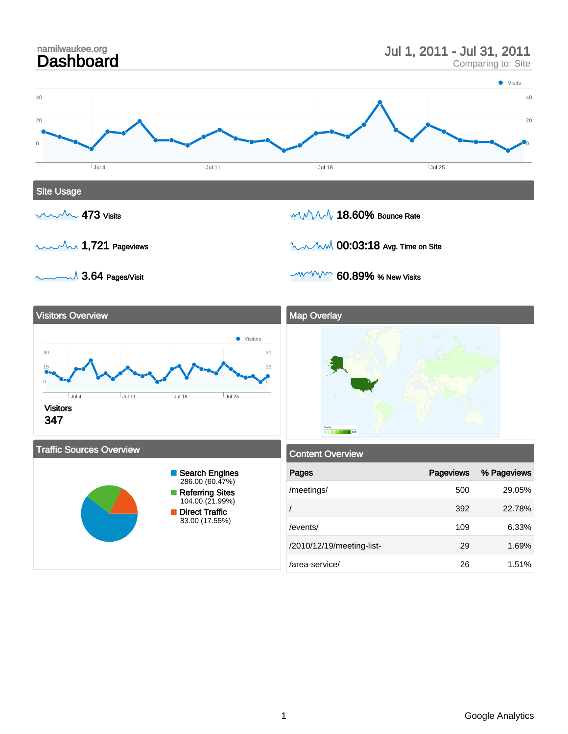namilwaukee.org

# Dashboard

Jul 1, 2011 - Jul 31, 2011
Comparing to: Site

## Site Usage

**473** Visits

**18.60%** Bounce Rate

**1,721** Pageviews

**00:03:18** Avg. Time on Site

**3.64** Pages/Visit

**60.89%** % New Visits

## Visitors Overview

Visitors
**347**

## Map Overlay

## Traffic Sources Overview

- **Search Engines** 286.00 (60.47%)
- **Referring Sites** 104.00 (21.99%)
- **Direct Traffic** 83.00 (17.55%)

## Content Overview

| Pages | Pageviews | % Pageviews |
|---|---|---|
| /meetings/ | 500 | 29.05% |
| / | 392 | 22.78% |
| /events/ | 109 | 6.33% |
| /2010/12/19/meeting-list- | 29 | 1.69% |
| /area-service/ | 26 | 1.51% |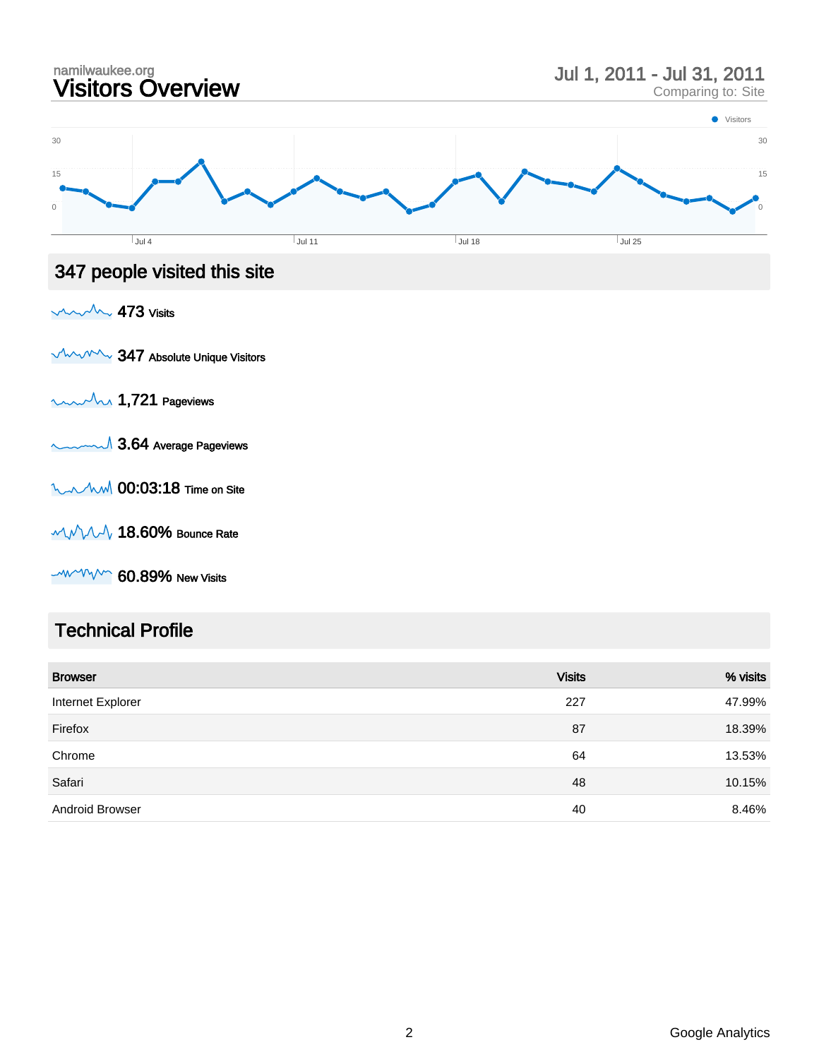namilwaukee.org

# Visitors Overview

Jul 1, 2011 - Jul 31, 2011
Comparing to: Site

## 347 people visited this site

**473** Visits

**347** Absolute Unique Visitors

**1,721** Pageviews

**3.64** Average Pageviews

**00:03:18** Time on Site

**18.60%** Bounce Rate

**60.89%** New Visits

## Technical Profile

| Browser | Visits | % visits |
|---|---|---|
| Internet Explorer | 227 | 47.99% |
| Firefox | 87 | 18.39% |
| Chrome | 64 | 13.53% |
| Safari | 48 | 10.15% |
| Android Browser | 40 | 8.46% |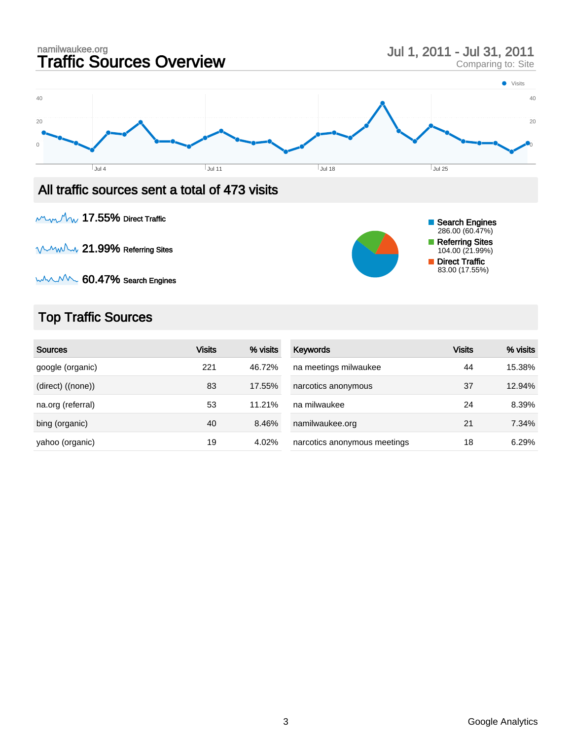namilwaukee.org

# Traffic Sources Overview

Jul 1, 2011 - Jul 31, 2011
Comparing to: Site

## All traffic sources sent a total of 473 visits

**17.55%** Direct Traffic

**21.99%** Referring Sites

**60.47%** Search Engines

- Search Engines 286.00 (60.47%)
- Referring Sites 104.00 (21.99%)
- Direct Traffic 83.00 (17.55%)

## Top Traffic Sources

| Sources | Visits | % visits |
|---|---|---|
| google (organic) | 221 | 46.72% |
| (direct) ((none)) | 83 | 17.55% |
| na.org (referral) | 53 | 11.21% |
| bing (organic) | 40 | 8.46% |
| yahoo (organic) | 19 | 4.02% |

| Keywords | Visits | % visits |
|---|---|---|
| na meetings milwaukee | 44 | 15.38% |
| narcotics anonymous | 37 | 12.94% |
| na milwaukee | 24 | 8.39% |
| namilwaukee.org | 21 | 7.34% |
| narcotics anonymous meetings | 18 | 6.29% |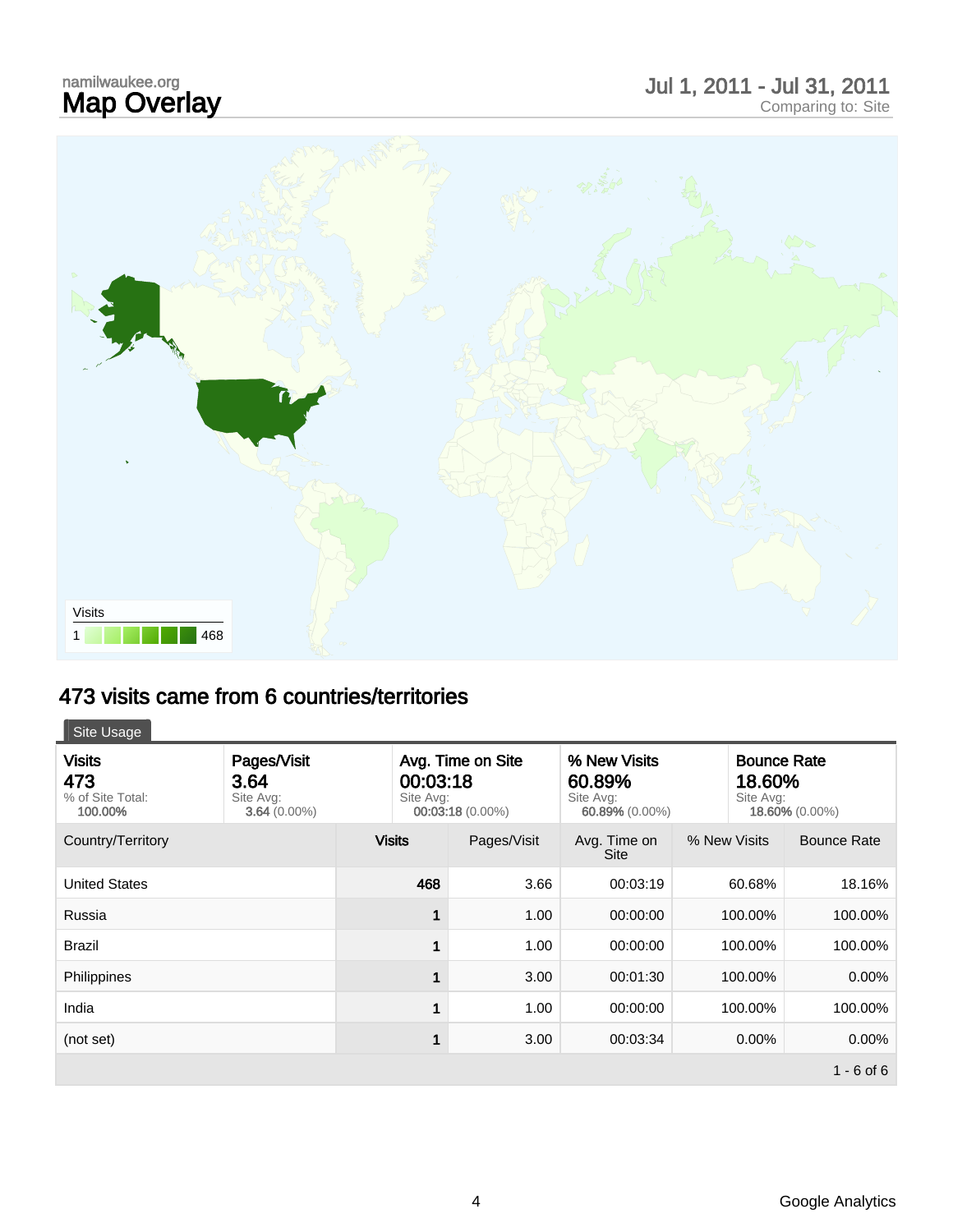namilwaukee.org

# Map Overlay

Jul 1, 2011 - Jul 31, 2011
Comparing to: Site

Visits
1 468

## 473 visits came from 6 countries/territories

Site Usage

| Visits | Pages/Visit | Avg. Time on Site | % New Visits | Bounce Rate |
|---|---|---|---|---|
| **473** | **3.64** | **00:03:18** | **60.89%** | **18.60%** |
| % of Site Total: **100.00%** | Site Avg: **3.64** (0.00%) | Site Avg: **00:03:18** (0.00%) | Site Avg: **60.89%** (0.00%) | Site Avg: **18.60%** (0.00%) |

| Country/Territory | Visits | Pages/Visit | Avg. Time on Site | % New Visits | Bounce Rate |
|---|---|---|---|---|---|
| United States | 468 | 3.66 | 00:03:19 | 60.68% | 18.16% |
| Russia | 1 | 1.00 | 00:00:00 | 100.00% | 100.00% |
| Brazil | 1 | 1.00 | 00:00:00 | 100.00% | 100.00% |
| Philippines | 1 | 3.00 | 00:01:30 | 100.00% | 0.00% |
| India | 1 | 1.00 | 00:00:00 | 100.00% | 100.00% |
| (not set) | 1 | 3.00 | 00:03:34 | 0.00% | 0.00% |

1 - 6 of 6

Google Analytics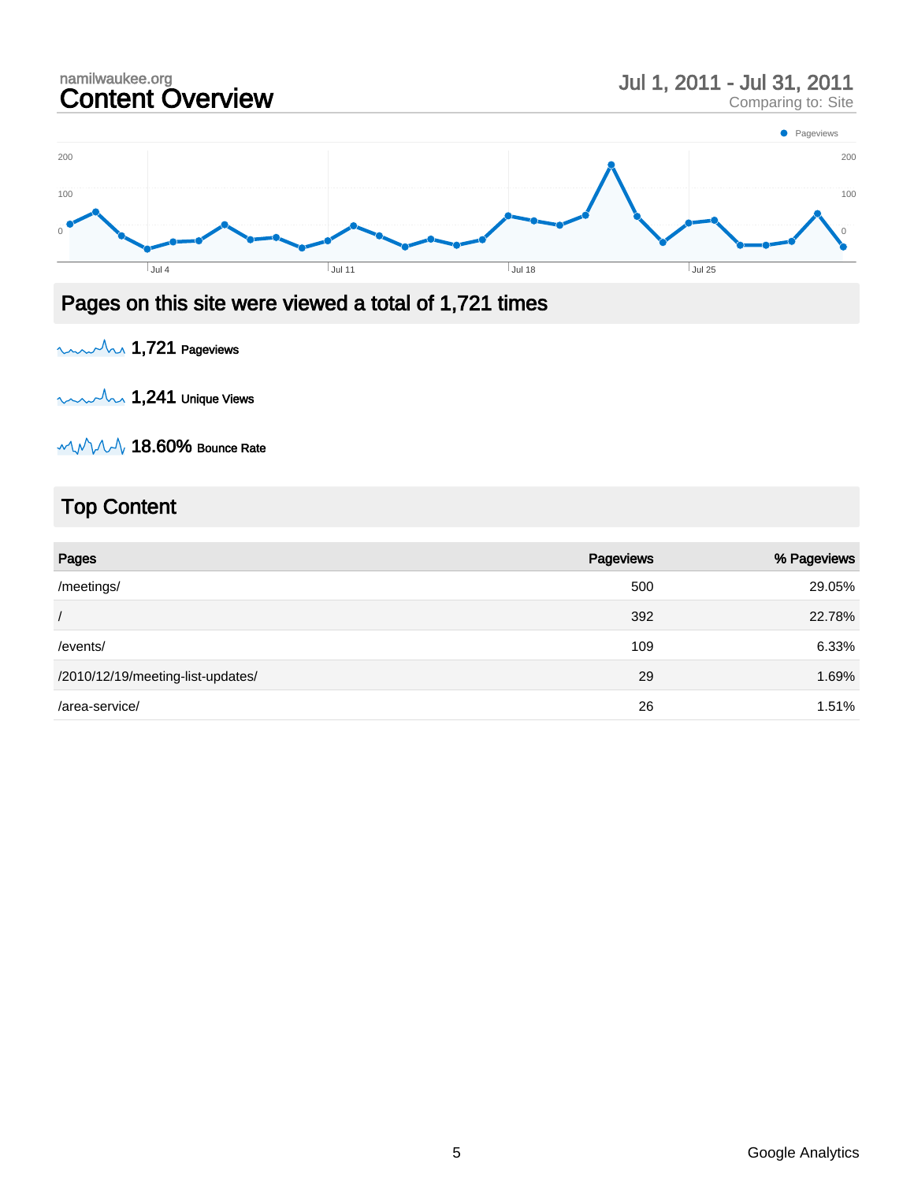namilwaukee.org

# Content Overview

Jul 1, 2011 - Jul 31, 2011
Comparing to: Site

Pageviews

200
100
0
Jul 4
Jul 11
Jul 18
Jul 25

## Pages on this site were viewed a total of 1,721 times

**1,721** Pageviews

**1,241** Unique Views

**18.60%** Bounce Rate

## Top Content

| Pages | Pageviews | % Pageviews |
| --- | --- | --- |
| /meetings/ | 500 | 29.05% |
| / | 392 | 22.78% |
| /events/ | 109 | 6.33% |
| /2010/12/19/meeting-list-updates/ | 29 | 1.69% |
| /area-service/ | 26 | 1.51% |